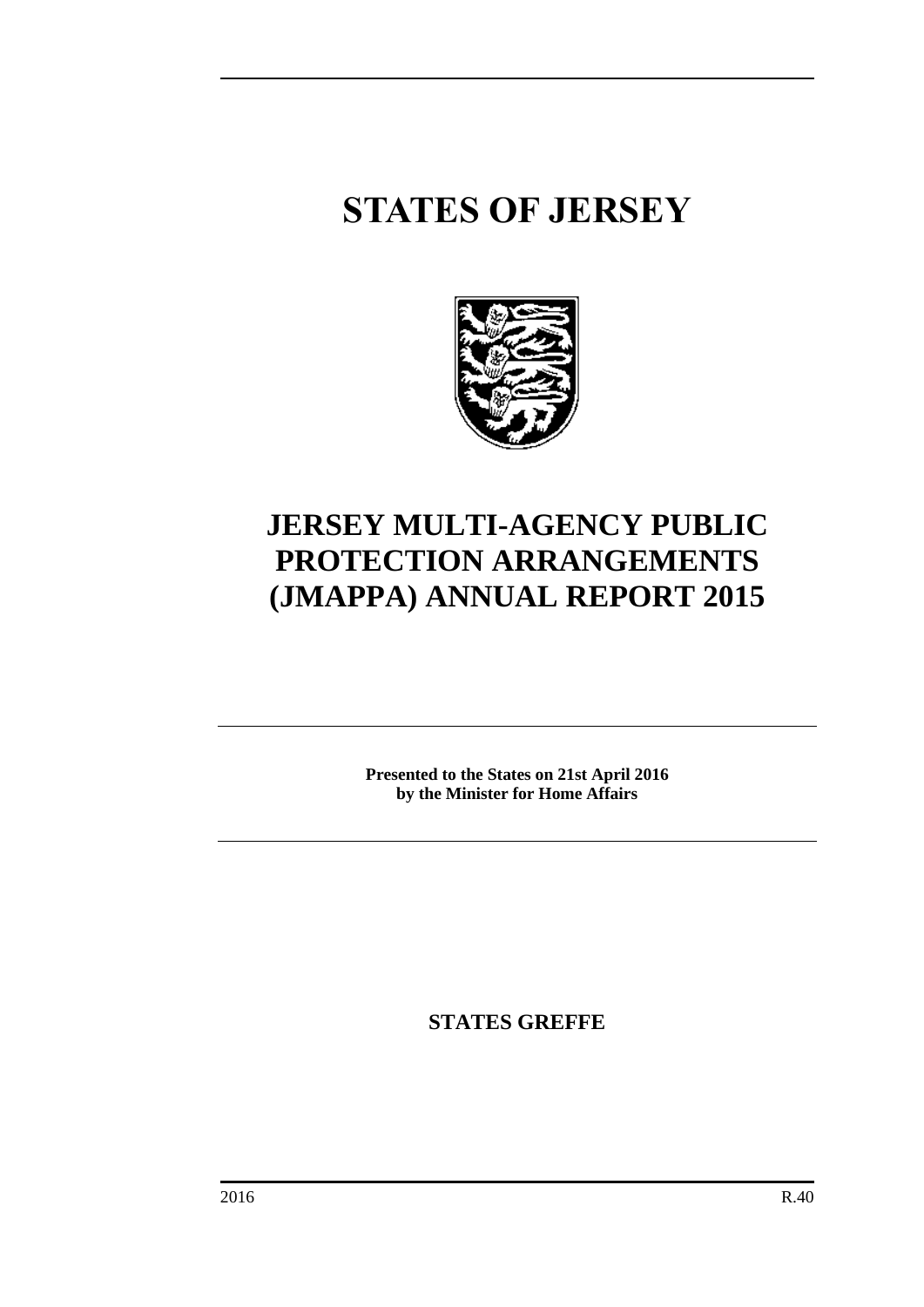# STATES OF JERSEY

# JERSEY MULTI-AGENCY PUBLIC PROTECTION ARRANGEMENTS (JMAPPA) ANNUAL REPORT 2015

**Presented to the States on 21st April 2016 by the Minister for Home Affairs**

**STATES GREFFE**

2016 R.40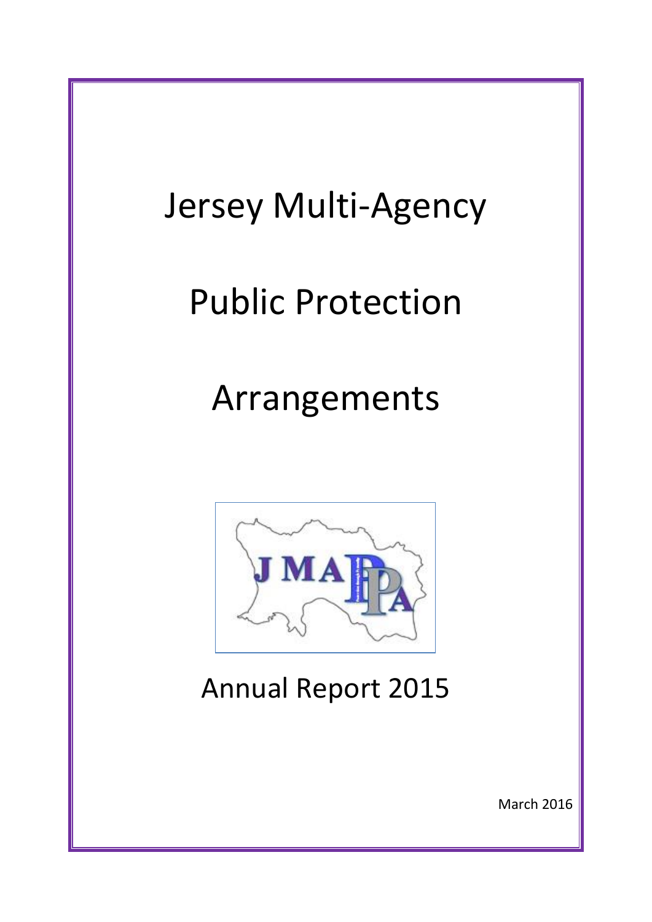# Jersey Multi-Agency

# Public Protection

# Arrangements

Annual Report 2015

March 2016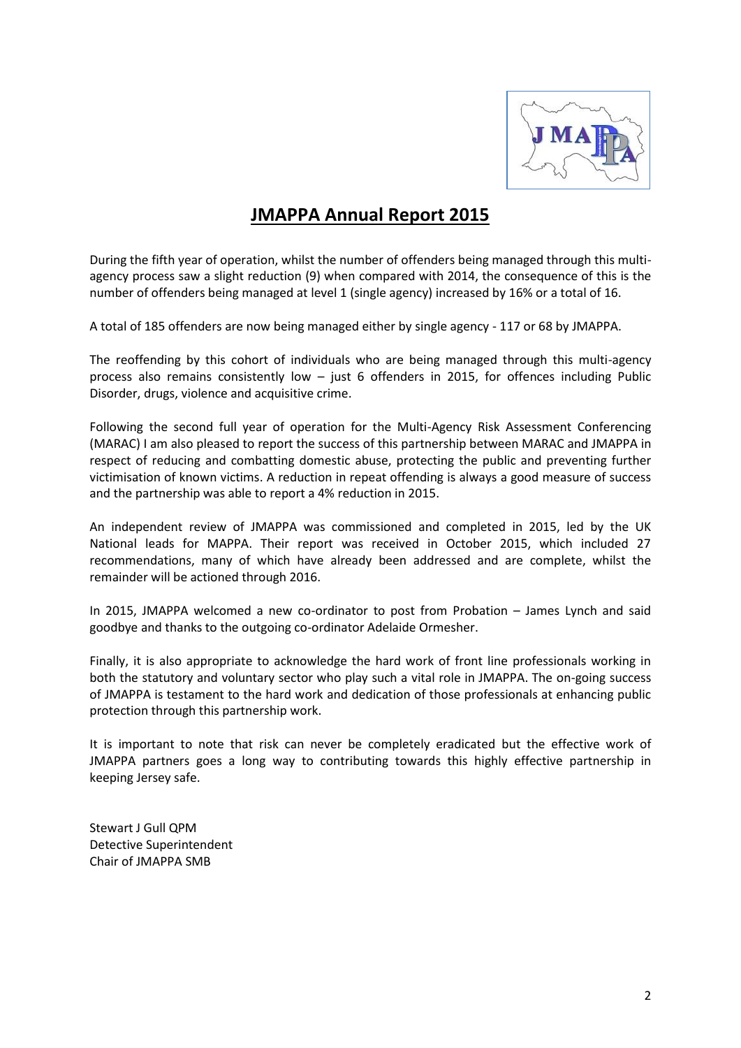# JMAPPA Annual Report 2015

During the fifth year of operation, whilst the number of offenders being managed through this multi-agency process saw a slight reduction (9) when compared with 2014, the consequence of this is the number of offenders being managed at level 1 (single agency) increased by 16% or a total of 16.

A total of 185 offenders are now being managed either by single agency - 117 or 68 by JMAPPA.

The reoffending by this cohort of individuals who are being managed through this multi-agency process also remains consistently low – just 6 offenders in 2015, for offences including Public Disorder, drugs, violence and acquisitive crime.

Following the second full year of operation for the Multi-Agency Risk Assessment Conferencing (MARAC) I am also pleased to report the success of this partnership between MARAC and JMAPPA in respect of reducing and combatting domestic abuse, protecting the public and preventing further victimisation of known victims. A reduction in repeat offending is always a good measure of success and the partnership was able to report a 4% reduction in 2015.

An independent review of JMAPPA was commissioned and completed in 2015, led by the UK National leads for MAPPA. Their report was received in October 2015, which included 27 recommendations, many of which have already been addressed and are complete, whilst the remainder will be actioned through 2016.

In 2015, JMAPPA welcomed a new co-ordinator to post from Probation – James Lynch and said goodbye and thanks to the outgoing co-ordinator Adelaide Ormesher.

Finally, it is also appropriate to acknowledge the hard work of front line professionals working in both the statutory and voluntary sector who play such a vital role in JMAPPA. The on-going success of JMAPPA is testament to the hard work and dedication of those professionals at enhancing public protection through this partnership work.

It is important to note that risk can never be completely eradicated but the effective work of JMAPPA partners goes a long way to contributing towards this highly effective partnership in keeping Jersey safe.

Stewart J Gull QPM
Detective Superintendent
Chair of JMAPPA SMB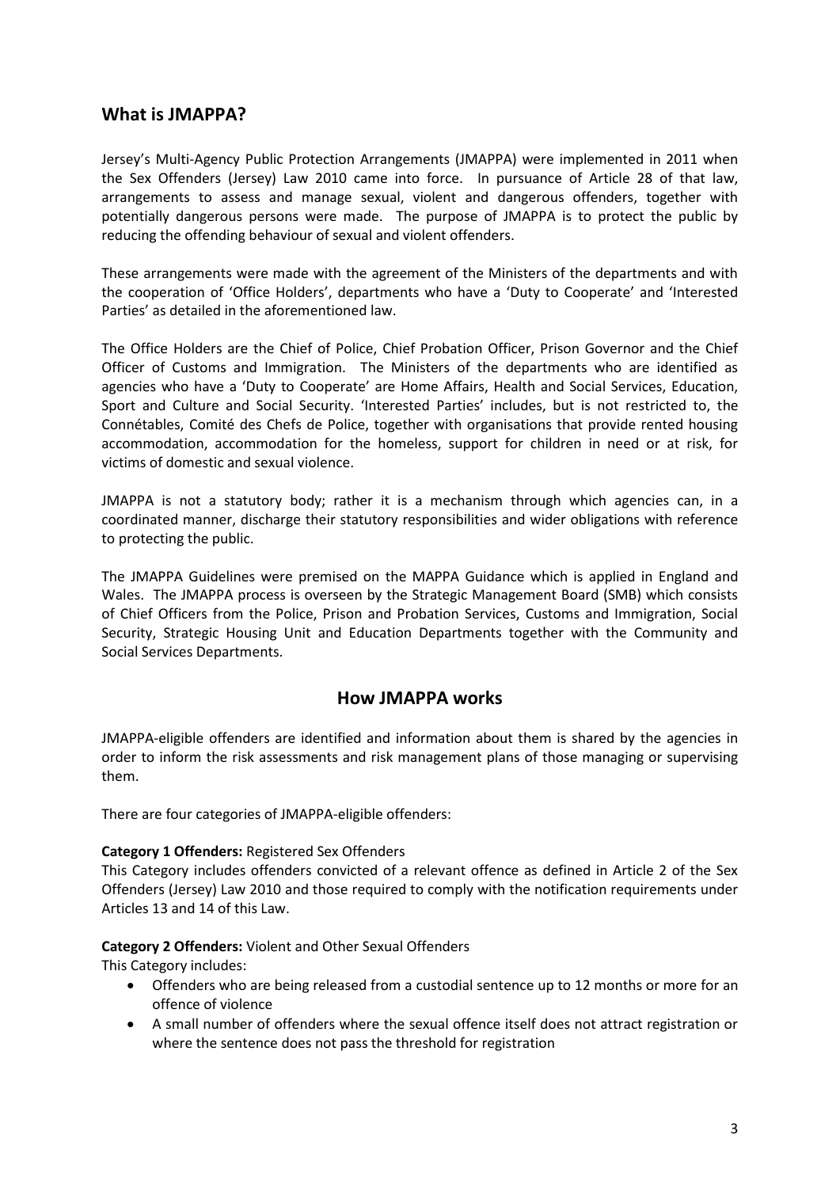## What is JMAPPA?

Jersey's Multi-Agency Public Protection Arrangements (JMAPPA) were implemented in 2011 when the Sex Offenders (Jersey) Law 2010 came into force. In pursuance of Article 28 of that law, arrangements to assess and manage sexual, violent and dangerous offenders, together with potentially dangerous persons were made. The purpose of JMAPPA is to protect the public by reducing the offending behaviour of sexual and violent offenders.

These arrangements were made with the agreement of the Ministers of the departments and with the cooperation of 'Office Holders', departments who have a 'Duty to Cooperate' and 'Interested Parties' as detailed in the aforementioned law.

The Office Holders are the Chief of Police, Chief Probation Officer, Prison Governor and the Chief Officer of Customs and Immigration. The Ministers of the departments who are identified as agencies who have a 'Duty to Cooperate' are Home Affairs, Health and Social Services, Education, Sport and Culture and Social Security. 'Interested Parties' includes, but is not restricted to, the Connétables, Comité des Chefs de Police, together with organisations that provide rented housing accommodation, accommodation for the homeless, support for children in need or at risk, for victims of domestic and sexual violence.

JMAPPA is not a statutory body; rather it is a mechanism through which agencies can, in a coordinated manner, discharge their statutory responsibilities and wider obligations with reference to protecting the public.

The JMAPPA Guidelines were premised on the MAPPA Guidance which is applied in England and Wales. The JMAPPA process is overseen by the Strategic Management Board (SMB) which consists of Chief Officers from the Police, Prison and Probation Services, Customs and Immigration, Social Security, Strategic Housing Unit and Education Departments together with the Community and Social Services Departments.

## How JMAPPA works

JMAPPA-eligible offenders are identified and information about them is shared by the agencies in order to inform the risk assessments and risk management plans of those managing or supervising them.

There are four categories of JMAPPA-eligible offenders:

**Category 1 Offenders:** Registered Sex Offenders
This Category includes offenders convicted of a relevant offence as defined in Article 2 of the Sex Offenders (Jersey) Law 2010 and those required to comply with the notification requirements under Articles 13 and 14 of this Law.

**Category 2 Offenders:** Violent and Other Sexual Offenders
This Category includes:

- Offenders who are being released from a custodial sentence up to 12 months or more for an offence of violence
- A small number of offenders where the sexual offence itself does not attract registration or where the sentence does not pass the threshold for registration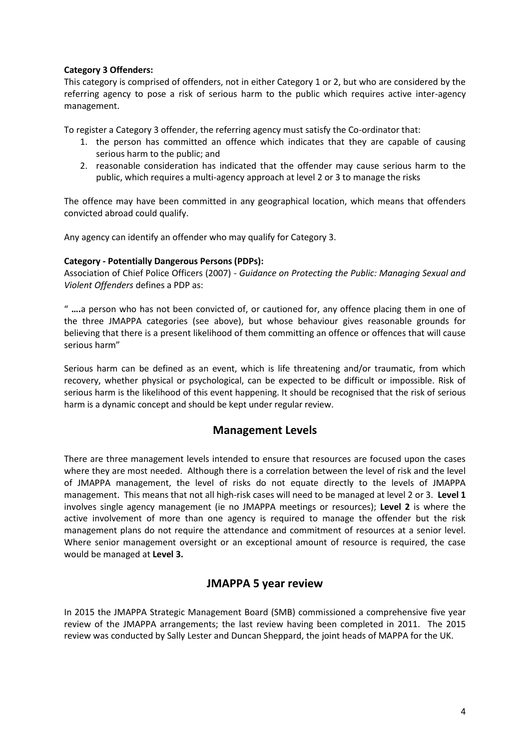**Category 3 Offenders:**

This category is comprised of offenders, not in either Category 1 or 2, but who are considered by the referring agency to pose a risk of serious harm to the public which requires active inter-agency management.

To register a Category 3 offender, the referring agency must satisfy the Co-ordinator that:

1. the person has committed an offence which indicates that they are capable of causing serious harm to the public; and
2. reasonable consideration has indicated that the offender may cause serious harm to the public, which requires a multi-agency approach at level 2 or 3 to manage the risks

The offence may have been committed in any geographical location, which means that offenders convicted abroad could qualify.

Any agency can identify an offender who may qualify for Category 3.

**Category - Potentially Dangerous Persons (PDPs):**

Association of Chief Police Officers (2007) - *Guidance on Protecting the Public: Managing Sexual and Violent Offenders* defines a PDP as:

" **….**a person who has not been convicted of, or cautioned for, any offence placing them in one of the three JMAPPA categories (see above), but whose behaviour gives reasonable grounds for believing that there is a present likelihood of them committing an offence or offences that will cause serious harm"

Serious harm can be defined as an event, which is life threatening and/or traumatic, from which recovery, whether physical or psychological, can be expected to be difficult or impossible. Risk of serious harm is the likelihood of this event happening. It should be recognised that the risk of serious harm is a dynamic concept and should be kept under regular review.

## Management Levels

There are three management levels intended to ensure that resources are focused upon the cases where they are most needed. Although there is a correlation between the level of risk and the level of JMAPPA management, the level of risks do not equate directly to the levels of JMAPPA management. This means that not all high-risk cases will need to be managed at level 2 or 3. **Level 1** involves single agency management (ie no JMAPPA meetings or resources); **Level 2** is where the active involvement of more than one agency is required to manage the offender but the risk management plans do not require the attendance and commitment of resources at a senior level. Where senior management oversight or an exceptional amount of resource is required, the case would be managed at **Level 3.**

## JMAPPA 5 year review

In 2015 the JMAPPA Strategic Management Board (SMB) commissioned a comprehensive five year review of the JMAPPA arrangements; the last review having been completed in 2011. The 2015 review was conducted by Sally Lester and Duncan Sheppard, the joint heads of MAPPA for the UK.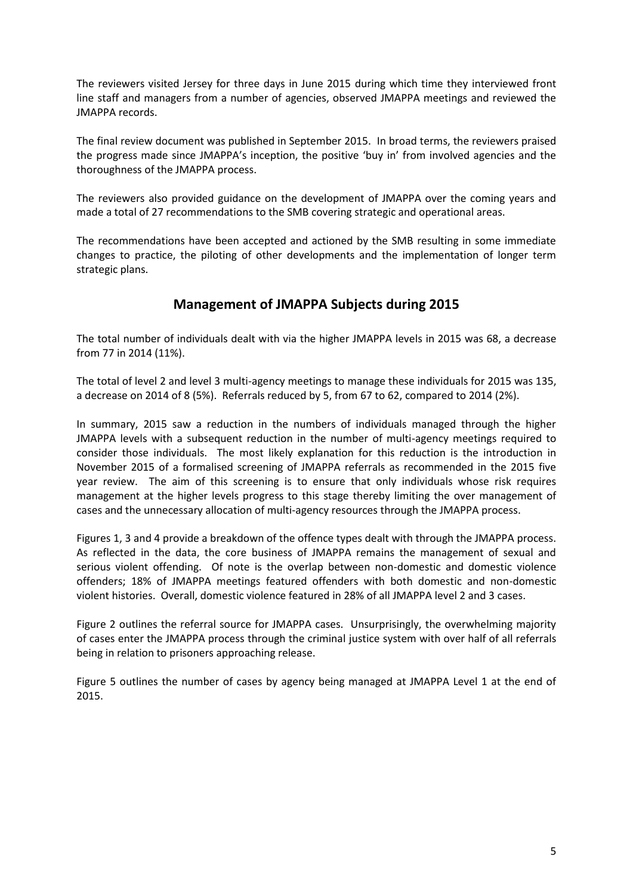The reviewers visited Jersey for three days in June 2015 during which time they interviewed front line staff and managers from a number of agencies, observed JMAPPA meetings and reviewed the JMAPPA records.

The final review document was published in September 2015. In broad terms, the reviewers praised the progress made since JMAPPA's inception, the positive 'buy in' from involved agencies and the thoroughness of the JMAPPA process.

The reviewers also provided guidance on the development of JMAPPA over the coming years and made a total of 27 recommendations to the SMB covering strategic and operational areas.

The recommendations have been accepted and actioned by the SMB resulting in some immediate changes to practice, the piloting of other developments and the implementation of longer term strategic plans.

## Management of JMAPPA Subjects during 2015

The total number of individuals dealt with via the higher JMAPPA levels in 2015 was 68, a decrease from 77 in 2014 (11%).

The total of level 2 and level 3 multi-agency meetings to manage these individuals for 2015 was 135, a decrease on 2014 of 8 (5%). Referrals reduced by 5, from 67 to 62, compared to 2014 (2%).

In summary, 2015 saw a reduction in the numbers of individuals managed through the higher JMAPPA levels with a subsequent reduction in the number of multi-agency meetings required to consider those individuals. The most likely explanation for this reduction is the introduction in November 2015 of a formalised screening of JMAPPA referrals as recommended in the 2015 five year review. The aim of this screening is to ensure that only individuals whose risk requires management at the higher levels progress to this stage thereby limiting the over management of cases and the unnecessary allocation of multi-agency resources through the JMAPPA process.

Figures 1, 3 and 4 provide a breakdown of the offence types dealt with through the JMAPPA process. As reflected in the data, the core business of JMAPPA remains the management of sexual and serious violent offending. Of note is the overlap between non-domestic and domestic violence offenders; 18% of JMAPPA meetings featured offenders with both domestic and non-domestic violent histories. Overall, domestic violence featured in 28% of all JMAPPA level 2 and 3 cases.

Figure 2 outlines the referral source for JMAPPA cases. Unsurprisingly, the overwhelming majority of cases enter the JMAPPA process through the criminal justice system with over half of all referrals being in relation to prisoners approaching release.

Figure 5 outlines the number of cases by agency being managed at JMAPPA Level 1 at the end of 2015.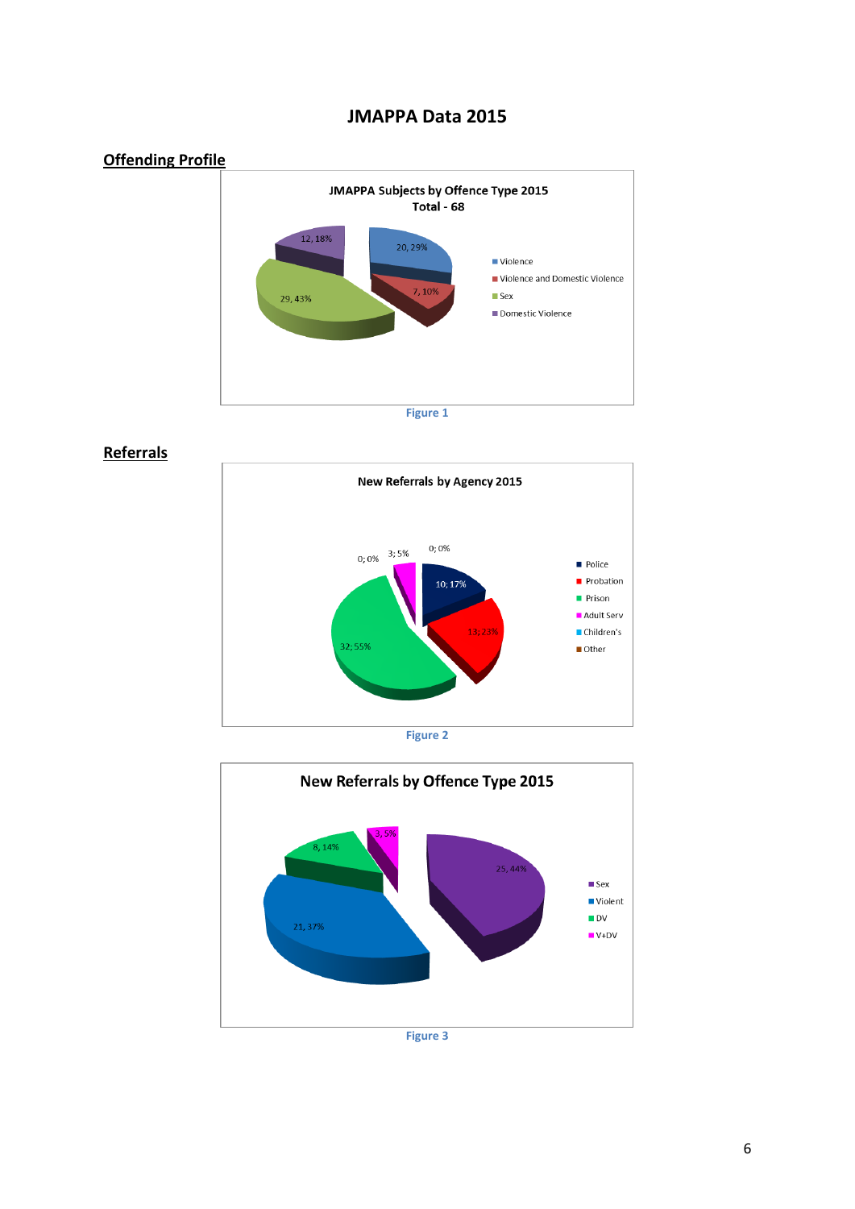# JMAPPA Data 2015

## Offending Profile

**JMAPPA Subjects by Offence Type 2015**
**Total - 68**

| Offence Type | Number | Percentage |
|---|---|---|
| Violence | 20 | 29% |
| Violence and Domestic Violence | 7 | 10% |
| Sex | 29 | 43% |
| Domestic Violence | 12 | 18% |

Figure 1

## Referrals

**New Referrals by Agency 2015**

| Agency | Number | Percentage |
|---|---|---|
| Police | 10 | 17% |
| Probation | 13 | 23% |
| Prison | 32 | 55% |
| Adult Serv | 3 | 5% |
| Children's | 0 | 0% |
| Other | 0 | 0% |

Figure 2

**New Referrals by Offence Type 2015**

| Offence Type | Number | Percentage |
|---|---|---|
| Sex | 25 | 44% |
| Violent | 21 | 37% |
| DV | 8 | 14% |
| V+DV | 3 | 5% |

Figure 3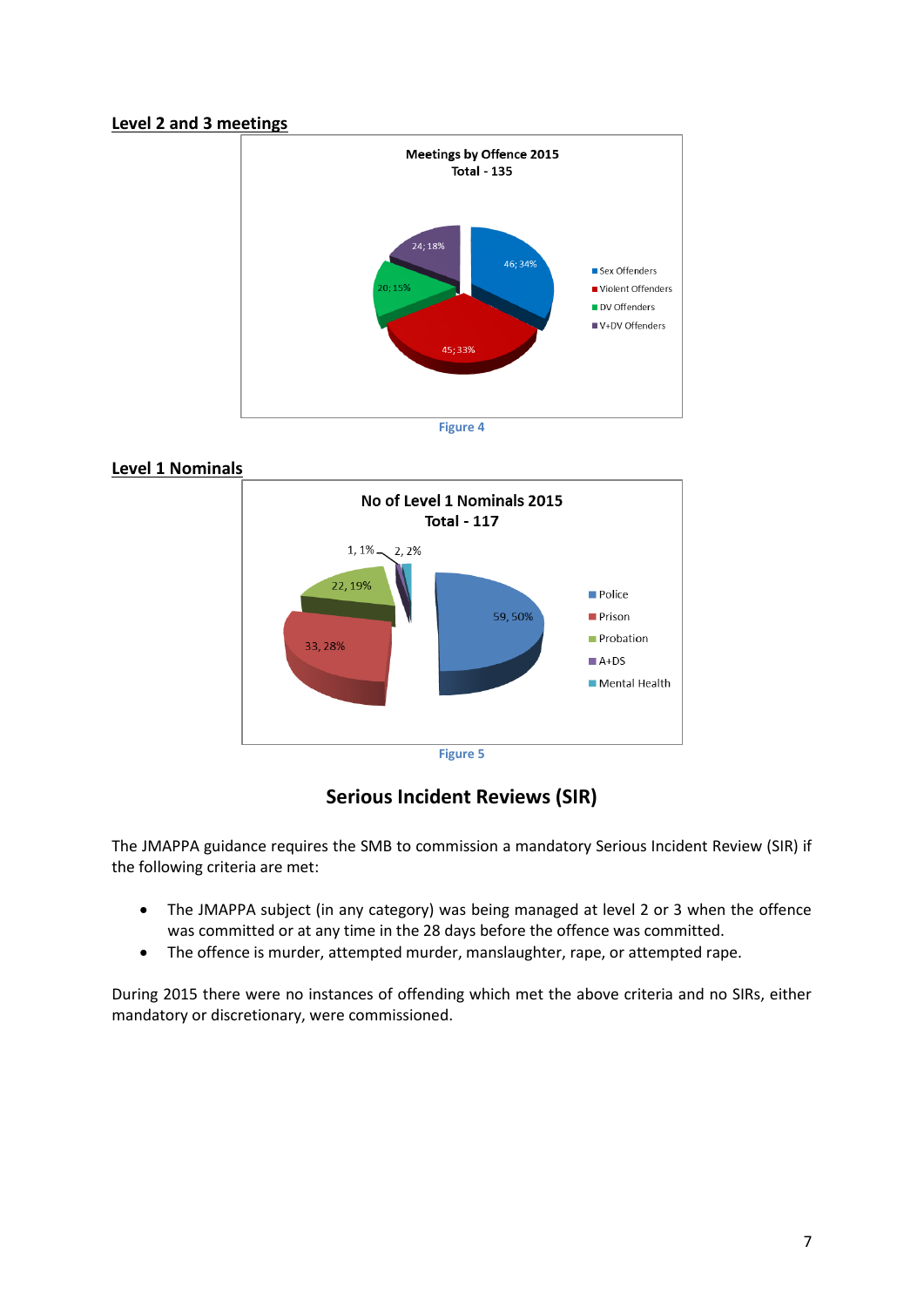## Level 2 and 3 meetings

Meetings by Offence 2015
Total - 135

| Category | Count | Percentage |
|---|---|---|
| Sex Offenders | 46 | 34% |
| Violent Offenders | 45 | 33% |
| DV Offenders | 20 | 15% |
| V+DV Offenders | 24 | 18% |

Figure 4

## Level 1 Nominals

No of Level 1 Nominals 2015
Total - 117

| Category | Count | Percentage |
|---|---|---|
| Police | 59 | 50% |
| Prison | 33 | 28% |
| Probation | 22 | 19% |
| A+DS | 1 | 1% |
| Mental Health | 2 | 2% |

Figure 5

## Serious Incident Reviews (SIR)

The JMAPPA guidance requires the SMB to commission a mandatory Serious Incident Review (SIR) if the following criteria are met:

- The JMAPPA subject (in any category) was being managed at level 2 or 3 when the offence was committed or at any time in the 28 days before the offence was committed.
- The offence is murder, attempted murder, manslaughter, rape, or attempted rape.

During 2015 there were no instances of offending which met the above criteria and no SIRs, either mandatory or discretionary, were commissioned.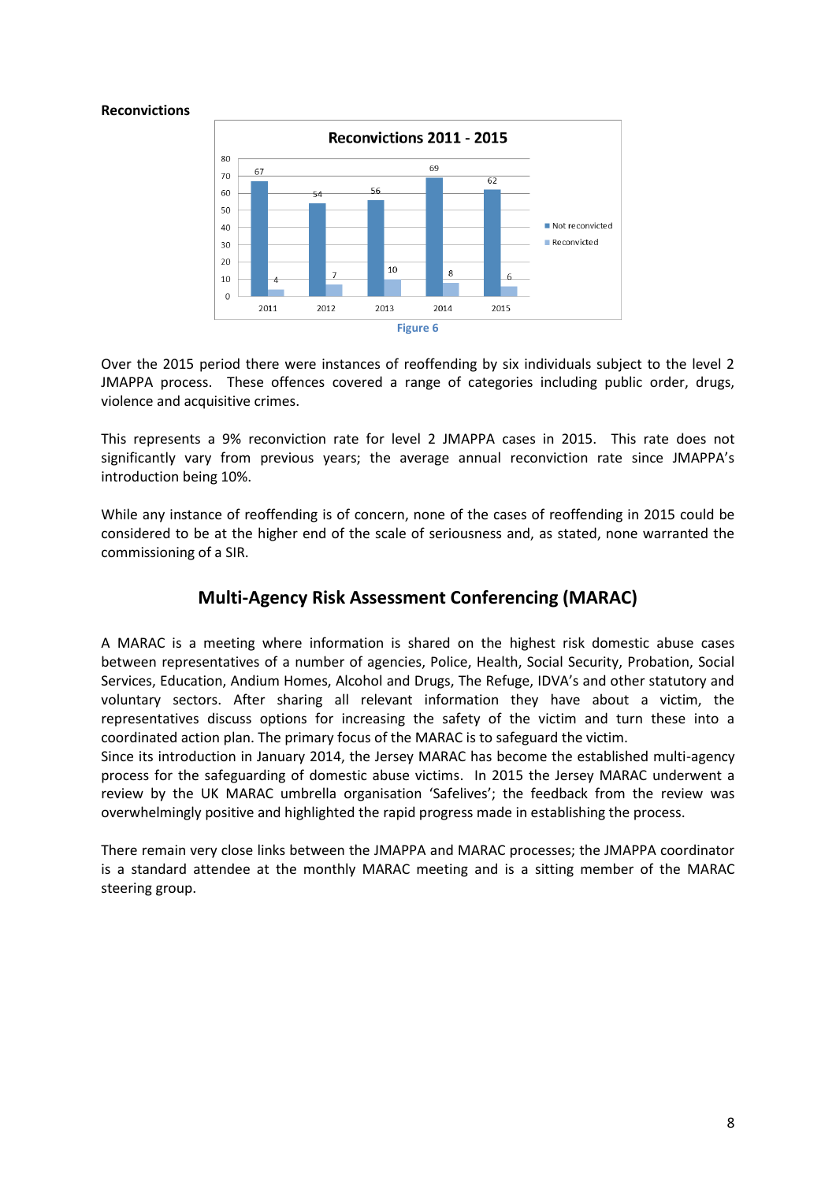**Reconvictions**

**Reconvictions 2011 - 2015**

| Year | Not reconvicted | Reconvicted |
|---|---|---|
| 2011 | 67 | 4 |
| 2012 | 54 | 7 |
| 2013 | 56 | 10 |
| 2014 | 69 | 8 |
| 2015 | 62 | 6 |

Figure 6

Over the 2015 period there were instances of reoffending by six individuals subject to the level 2 JMAPPA process. These offences covered a range of categories including public order, drugs, violence and acquisitive crimes.

This represents a 9% reconviction rate for level 2 JMAPPA cases in 2015. This rate does not significantly vary from previous years; the average annual reconviction rate since JMAPPA's introduction being 10%.

While any instance of reoffending is of concern, none of the cases of reoffending in 2015 could be considered to be at the higher end of the scale of seriousness and, as stated, none warranted the commissioning of a SIR.

## Multi-Agency Risk Assessment Conferencing (MARAC)

A MARAC is a meeting where information is shared on the highest risk domestic abuse cases between representatives of a number of agencies, Police, Health, Social Security, Probation, Social Services, Education, Andium Homes, Alcohol and Drugs, The Refuge, IDVA's and other statutory and voluntary sectors. After sharing all relevant information they have about a victim, the representatives discuss options for increasing the safety of the victim and turn these into a coordinated action plan. The primary focus of the MARAC is to safeguard the victim.
Since its introduction in January 2014, the Jersey MARAC has become the established multi-agency process for the safeguarding of domestic abuse victims. In 2015 the Jersey MARAC underwent a review by the UK MARAC umbrella organisation 'Safelives'; the feedback from the review was overwhelmingly positive and highlighted the rapid progress made in establishing the process.

There remain very close links between the JMAPPA and MARAC processes; the JMAPPA coordinator is a standard attendee at the monthly MARAC meeting and is a sitting member of the MARAC steering group.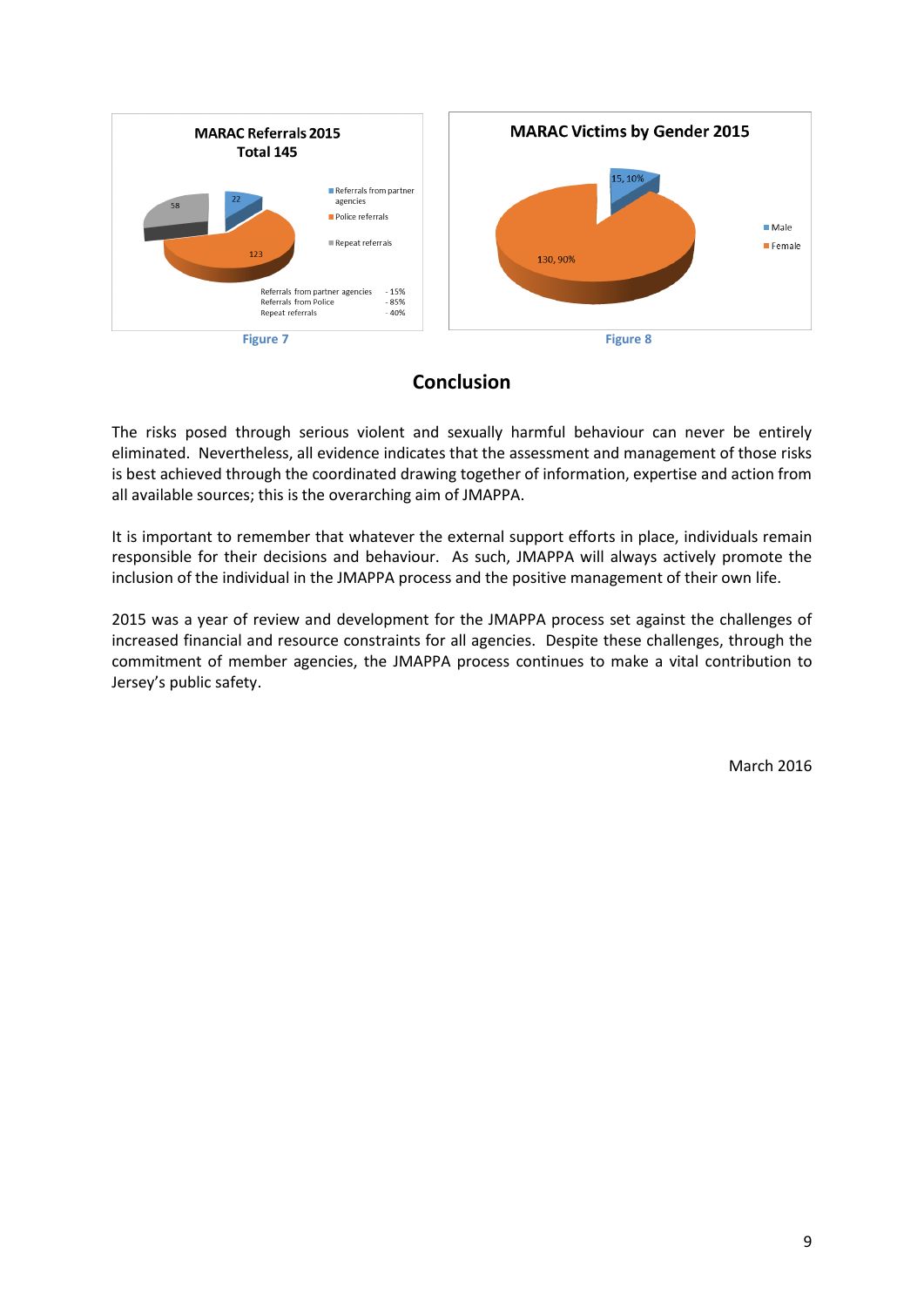MARAC Referrals 2015
Total 145

58
22
123

Referrals from partner agencies
Police referrals
Repeat referrals

Referrals from partner agencies - 15%
Referrals from Police - 85%
Repeat referrals - 40%

Figure 7

MARAC Victims by Gender 2015

15, 10%
130, 90%

Male
Female

Figure 8

## Conclusion

The risks posed through serious violent and sexually harmful behaviour can never be entirely eliminated. Nevertheless, all evidence indicates that the assessment and management of those risks is best achieved through the coordinated drawing together of information, expertise and action from all available sources; this is the overarching aim of JMAPPA.

It is important to remember that whatever the external support efforts in place, individuals remain responsible for their decisions and behaviour. As such, JMAPPA will always actively promote the inclusion of the individual in the JMAPPA process and the positive management of their own life.

2015 was a year of review and development for the JMAPPA process set against the challenges of increased financial and resource constraints for all agencies. Despite these challenges, through the commitment of member agencies, the JMAPPA process continues to make a vital contribution to Jersey's public safety.

March 2016